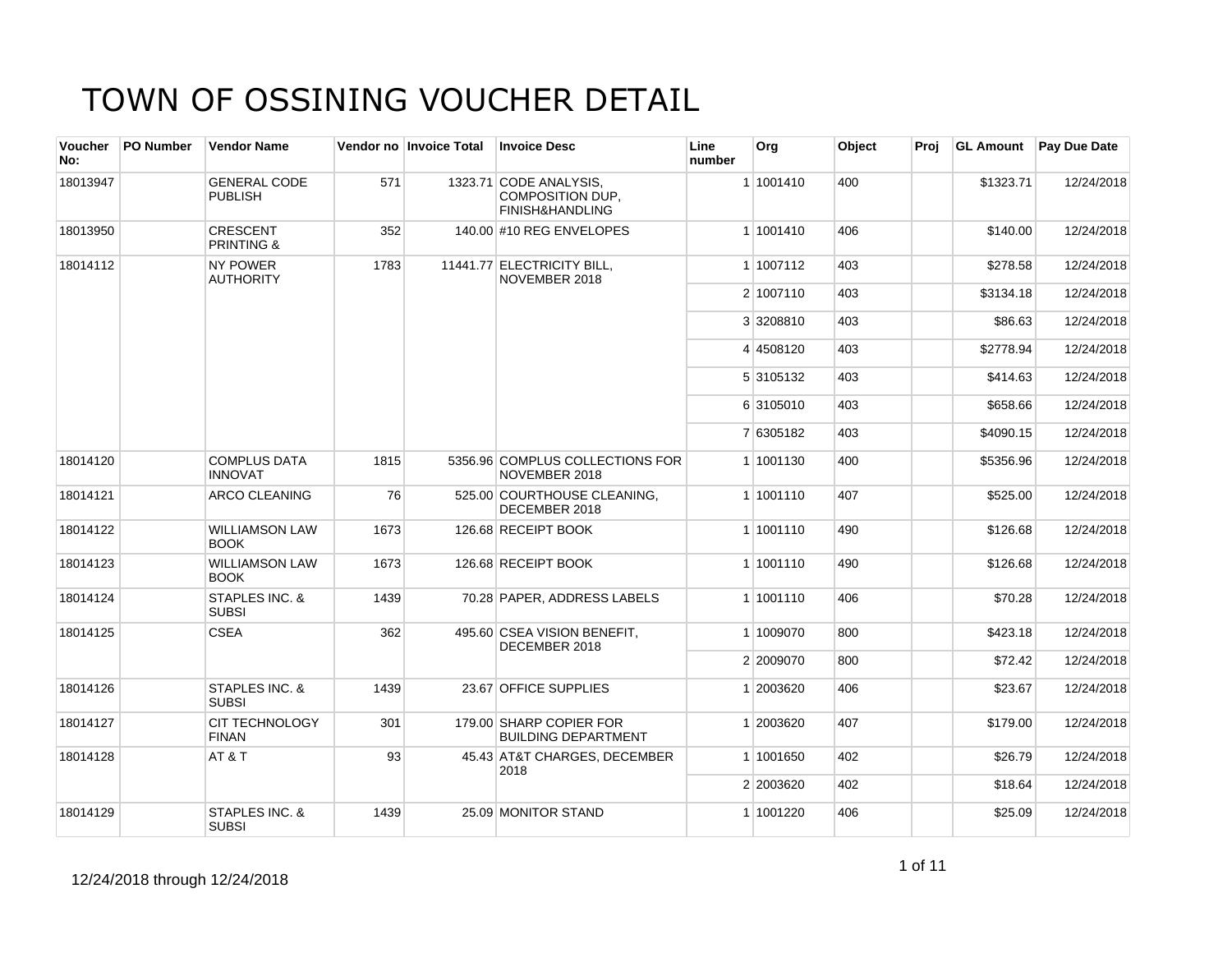# TOWN OF OSSINING VOUCHER DETAIL

| Voucher No: | PO Number | Vendor Name | Vendor no | Invoice Total | Invoice Desc | Line number | Org | Object | Proj | GL Amount | Pay Due Date |
|---|---|---|---|---|---|---|---|---|---|---|---|
| 18013947 | | GENERAL CODE PUBLISH | 571 | 1323.71 | CODE ANALYSIS, COMPOSITION DUP, FINISH&HANDLING | 1 | 1001410 | 400 | | $1323.71 | 12/24/2018 |
| 18013950 | | CRESCENT PRINTING & | 352 | 140.00 | #10 REG ENVELOPES | 1 | 1001410 | 406 | | $140.00 | 12/24/2018 |
| 18014112 | | NY POWER AUTHORITY | 1783 | 11441.77 | ELECTRICITY BILL, NOVEMBER 2018 | 1 | 1007112 | 403 | | $278.58 | 12/24/2018 |
| | | | | | | 2 | 1007110 | 403 | | $3134.18 | 12/24/2018 |
| | | | | | | 3 | 3208810 | 403 | | $86.63 | 12/24/2018 |
| | | | | | | 4 | 4508120 | 403 | | $2778.94 | 12/24/2018 |
| | | | | | | 5 | 3105132 | 403 | | $414.63 | 12/24/2018 |
| | | | | | | 6 | 3105010 | 403 | | $658.66 | 12/24/2018 |
| | | | | | | 7 | 6305182 | 403 | | $4090.15 | 12/24/2018 |
| 18014120 | | COMPLUS DATA INNOVAT | 1815 | 5356.96 | COMPLUS COLLECTIONS FOR NOVEMBER 2018 | 1 | 1001130 | 400 | | $5356.96 | 12/24/2018 |
| 18014121 | | ARCO CLEANING | 76 | 525.00 | COURTHOUSE CLEANING, DECEMBER 2018 | 1 | 1001110 | 407 | | $525.00 | 12/24/2018 |
| 18014122 | | WILLIAMSON LAW BOOK | 1673 | 126.68 | RECEIPT BOOK | 1 | 1001110 | 490 | | $126.68 | 12/24/2018 |
| 18014123 | | WILLIAMSON LAW BOOK | 1673 | 126.68 | RECEIPT BOOK | 1 | 1001110 | 490 | | $126.68 | 12/24/2018 |
| 18014124 | | STAPLES INC. & SUBSI | 1439 | 70.28 | PAPER, ADDRESS LABELS | 1 | 1001110 | 406 | | $70.28 | 12/24/2018 |
| 18014125 | | CSEA | 362 | 495.60 | CSEA VISION BENEFIT, DECEMBER 2018 | 1 | 1009070 | 800 | | $423.18 | 12/24/2018 |
| | | | | | | 2 | 2009070 | 800 | | $72.42 | 12/24/2018 |
| 18014126 | | STAPLES INC. & SUBSI | 1439 | 23.67 | OFFICE SUPPLIES | 1 | 2003620 | 406 | | $23.67 | 12/24/2018 |
| 18014127 | | CIT TECHNOLOGY FINAN | 301 | 179.00 | SHARP COPIER FOR BUILDING DEPARTMENT | 1 | 2003620 | 407 | | $179.00 | 12/24/2018 |
| 18014128 | | AT & T | 93 | 45.43 | AT&T CHARGES, DECEMBER 2018 | 1 | 1001650 | 402 | | $26.79 | 12/24/2018 |
| | | | | | | 2 | 2003620 | 402 | | $18.64 | 12/24/2018 |
| 18014129 | | STAPLES INC. & SUBSI | 1439 | 25.09 | MONITOR STAND | 1 | 1001220 | 406 | | $25.09 | 12/24/2018 |

12/24/2018 through 12/24/2018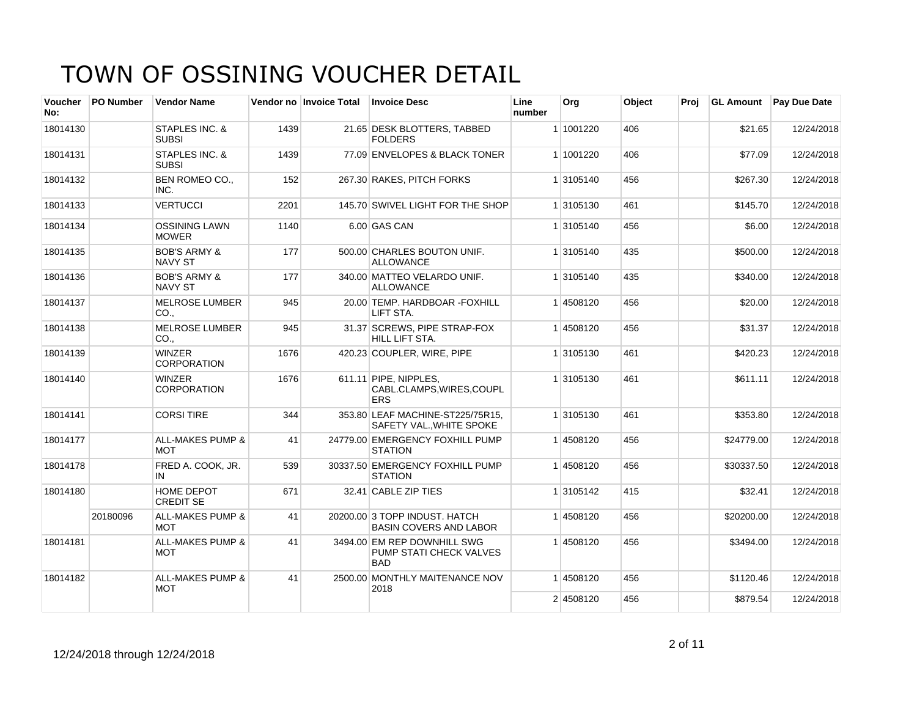# TOWN OF OSSINING VOUCHER DETAIL

| Voucher No: | PO Number | Vendor Name | Vendor no | Invoice Total | Invoice Desc | Line number | Org | Object | Proj | GL Amount | Pay Due Date |
|---|---|---|---|---|---|---|---|---|---|---|---|
| 18014130 | | STAPLES INC. & SUBSI | 1439 | 21.65 | DESK BLOTTERS, TABBED FOLDERS | 1 | 1001220 | 406 | | $21.65 | 12/24/2018 |
| 18014131 | | STAPLES INC. & SUBSI | 1439 | 77.09 | ENVELOPES & BLACK TONER | 1 | 1001220 | 406 | | $77.09 | 12/24/2018 |
| 18014132 | | BEN ROMEO CO., INC. | 152 | 267.30 | RAKES, PITCH FORKS | 1 | 3105140 | 456 | | $267.30 | 12/24/2018 |
| 18014133 | | VERTUCCI | 2201 | 145.70 | SWIVEL LIGHT FOR THE SHOP | 1 | 3105130 | 461 | | $145.70 | 12/24/2018 |
| 18014134 | | OSSINING LAWN MOWER | 1140 | 6.00 | GAS CAN | 1 | 3105140 | 456 | | $6.00 | 12/24/2018 |
| 18014135 | | BOB'S ARMY & NAVY ST | 177 | 500.00 | CHARLES BOUTON UNIF. ALLOWANCE | 1 | 3105140 | 435 | | $500.00 | 12/24/2018 |
| 18014136 | | BOB'S ARMY & NAVY ST | 177 | 340.00 | MATTEO VELARDO UNIF. ALLOWANCE | 1 | 3105140 | 435 | | $340.00 | 12/24/2018 |
| 18014137 | | MELROSE LUMBER CO., | 945 | 20.00 | TEMP. HARDBOAR -FOXHILL LIFT STA. | 1 | 4508120 | 456 | | $20.00 | 12/24/2018 |
| 18014138 | | MELROSE LUMBER CO., | 945 | 31.37 | SCREWS, PIPE STRAP-FOX HILL LIFT STA. | 1 | 4508120 | 456 | | $31.37 | 12/24/2018 |
| 18014139 | | WINZER CORPORATION | 1676 | 420.23 | COUPLER, WIRE, PIPE | 1 | 3105130 | 461 | | $420.23 | 12/24/2018 |
| 18014140 | | WINZER CORPORATION | 1676 | 611.11 | PIPE, NIPPLES, CABL.CLAMPS,WIRES,COUPLERS | 1 | 3105130 | 461 | | $611.11 | 12/24/2018 |
| 18014141 | | CORSI TIRE | 344 | 353.80 | LEAF MACHINE-ST225/75R15, SAFETY VAL.,WHITE SPOKE | 1 | 3105130 | 461 | | $353.80 | 12/24/2018 |
| 18014177 | | ALL-MAKES PUMP & MOT | 41 | 24779.00 | EMERGENCY FOXHILL PUMP STATION | 1 | 4508120 | 456 | | $24779.00 | 12/24/2018 |
| 18014178 | | FRED A. COOK, JR. IN | 539 | 30337.50 | EMERGENCY FOXHILL PUMP STATION | 1 | 4508120 | 456 | | $30337.50 | 12/24/2018 |
| 18014180 | | HOME DEPOT CREDIT SE | 671 | 32.41 | CABLE ZIP TIES | 1 | 3105142 | 415 | | $32.41 | 12/24/2018 |
| | 20180096 | ALL-MAKES PUMP & MOT | 41 | 20200.00 | 3 TOPP INDUST. HATCH BASIN COVERS AND LABOR | 1 | 4508120 | 456 | | $20200.00 | 12/24/2018 |
| 18014181 | | ALL-MAKES PUMP & MOT | 41 | 3494.00 | EM REP DOWNHILL SWG PUMP STATI CHECK VALVES BAD | 1 | 4508120 | 456 | | $3494.00 | 12/24/2018 |
| 18014182 | | ALL-MAKES PUMP & MOT | 41 | 2500.00 | MONTHLY MAITENANCE NOV 2018 | 1 | 4508120 | 456 | | $1120.46 | 12/24/2018 |
| | | | | | | 2 | 4508120 | 456 | | $879.54 | 12/24/2018 |

12/24/2018 through 12/24/2018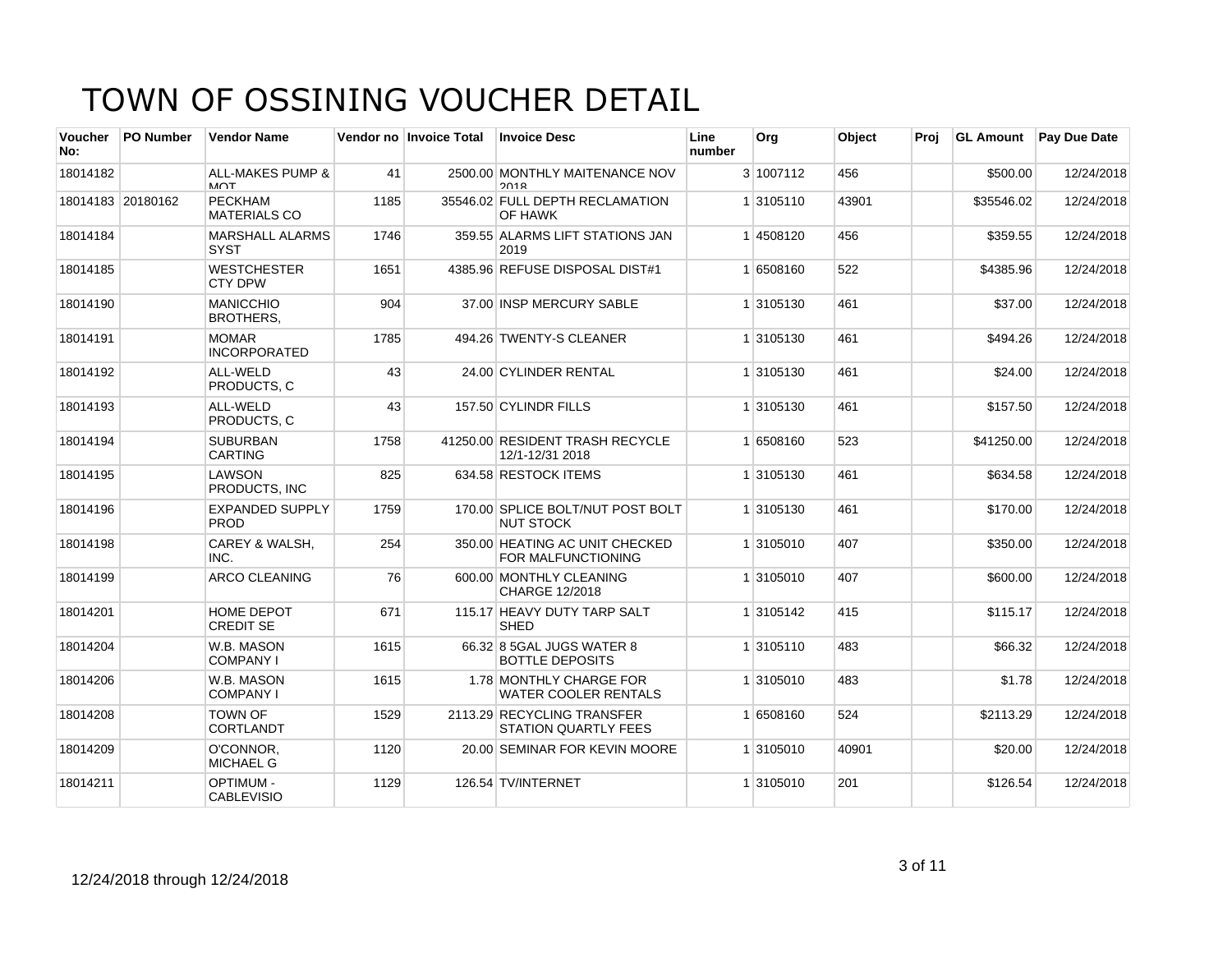# TOWN OF OSSINING VOUCHER DETAIL

| Voucher No: | PO Number | Vendor Name | Vendor no | Invoice Total | Invoice Desc | Line number | Org | Object | Proj | GL Amount | Pay Due Date |
|---|---|---|---|---|---|---|---|---|---|---|---|
| 18014182 | | ALL-MAKES PUMP & MOT | 41 | 2500.00 | MONTHLY MAITENANCE NOV 2018 | 3 | 1007112 | 456 | | $500.00 | 12/24/2018 |
| 18014183 | 20180162 | PECKHAM MATERIALS CO | 1185 | 35546.02 | FULL DEPTH RECLAMATION OF HAWK | 1 | 3105110 | 43901 | | $35546.02 | 12/24/2018 |
| 18014184 | | MARSHALL ALARMS SYST | 1746 | 359.55 | ALARMS LIFT STATIONS JAN 2019 | 1 | 4508120 | 456 | | $359.55 | 12/24/2018 |
| 18014185 | | WESTCHESTER CTY DPW | 1651 | 4385.96 | REFUSE DISPOSAL DIST#1 | 1 | 6508160 | 522 | | $4385.96 | 12/24/2018 |
| 18014190 | | MANICCHIO BROTHERS, | 904 | 37.00 | INSP MERCURY SABLE | 1 | 3105130 | 461 | | $37.00 | 12/24/2018 |
| 18014191 | | MOMAR INCORPORATED | 1785 | 494.26 | TWENTY-S CLEANER | 1 | 3105130 | 461 | | $494.26 | 12/24/2018 |
| 18014192 | | ALL-WELD PRODUCTS, C | 43 | 24.00 | CYLINDER RENTAL | 1 | 3105130 | 461 | | $24.00 | 12/24/2018 |
| 18014193 | | ALL-WELD PRODUCTS, C | 43 | 157.50 | CYLINDR FILLS | 1 | 3105130 | 461 | | $157.50 | 12/24/2018 |
| 18014194 | | SUBURBAN CARTING | 1758 | 41250.00 | RESIDENT TRASH RECYCLE 12/1-12/31 2018 | 1 | 6508160 | 523 | | $41250.00 | 12/24/2018 |
| 18014195 | | LAWSON PRODUCTS, INC | 825 | 634.58 | RESTOCK ITEMS | 1 | 3105130 | 461 | | $634.58 | 12/24/2018 |
| 18014196 | | EXPANDED SUPPLY PROD | 1759 | 170.00 | SPLICE BOLT/NUT POST BOLT NUT STOCK | 1 | 3105130 | 461 | | $170.00 | 12/24/2018 |
| 18014198 | | CAREY & WALSH, INC. | 254 | 350.00 | HEATING AC UNIT CHECKED FOR MALFUNCTIONING | 1 | 3105010 | 407 | | $350.00 | 12/24/2018 |
| 18014199 | | ARCO CLEANING | 76 | 600.00 | MONTHLY CLEANING CHARGE 12/2018 | 1 | 3105010 | 407 | | $600.00 | 12/24/2018 |
| 18014201 | | HOME DEPOT CREDIT SE | 671 | 115.17 | HEAVY DUTY TARP SALT SHED | 1 | 3105142 | 415 | | $115.17 | 12/24/2018 |
| 18014204 | | W.B. MASON COMPANY I | 1615 | 66.32 | 8 5GAL JUGS WATER 8 BOTTLE DEPOSITS | 1 | 3105110 | 483 | | $66.32 | 12/24/2018 |
| 18014206 | | W.B. MASON COMPANY I | 1615 | 1.78 | MONTHLY CHARGE FOR WATER COOLER RENTALS | 1 | 3105010 | 483 | | $1.78 | 12/24/2018 |
| 18014208 | | TOWN OF CORTLANDT | 1529 | 2113.29 | RECYCLING TRANSFER STATION QUARTLY FEES | 1 | 6508160 | 524 | | $2113.29 | 12/24/2018 |
| 18014209 | | O'CONNOR, MICHAEL G | 1120 | 20.00 | SEMINAR FOR KEVIN MOORE | 1 | 3105010 | 40901 | | $20.00 | 12/24/2018 |
| 18014211 | | OPTIMUM - CABLEVISIO | 1129 | 126.54 | TV/INTERNET | 1 | 3105010 | 201 | | $126.54 | 12/24/2018 |

12/24/2018 through 12/24/2018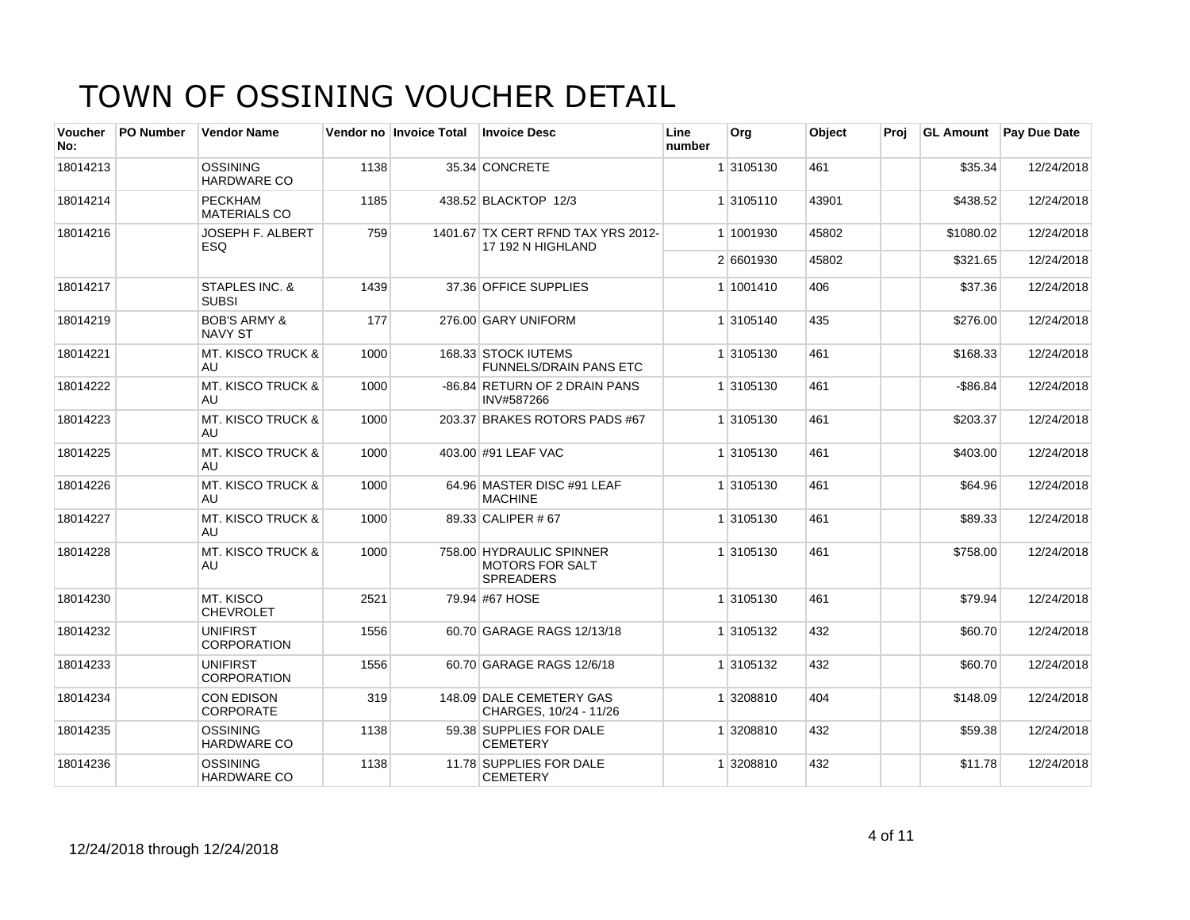# TOWN OF OSSINING VOUCHER DETAIL

| Voucher No: | PO Number | Vendor Name | Vendor no | Invoice Total | Invoice Desc | Line number | Org | Object | Proj | GL Amount | Pay Due Date |
|---|---|---|---|---|---|---|---|---|---|---|---|
| 18014213 | | OSSINING HARDWARE CO | 1138 | 35.34 | CONCRETE | 1 | 3105130 | 461 | | $35.34 | 12/24/2018 |
| 18014214 | | PECKHAM MATERIALS CO | 1185 | 438.52 | BLACKTOP 12/3 | 1 | 3105110 | 43901 | | $438.52 | 12/24/2018 |
| 18014216 | | JOSEPH F. ALBERT ESQ | 759 | 1401.67 | TX CERT RFND TAX YRS 2012-17 192 N HIGHLAND | 1 | 1001930 | 45802 | | $1080.02 | 12/24/2018 |
| | | | | | | 2 | 6601930 | 45802 | | $321.65 | 12/24/2018 |
| 18014217 | | STAPLES INC. & SUBSI | 1439 | 37.36 | OFFICE SUPPLIES | 1 | 1001410 | 406 | | $37.36 | 12/24/2018 |
| 18014219 | | BOB'S ARMY & NAVY ST | 177 | 276.00 | GARY UNIFORM | 1 | 3105140 | 435 | | $276.00 | 12/24/2018 |
| 18014221 | | MT. KISCO TRUCK & AU | 1000 | 168.33 | STOCK IUTEMS FUNNELS/DRAIN PANS ETC | 1 | 3105130 | 461 | | $168.33 | 12/24/2018 |
| 18014222 | | MT. KISCO TRUCK & AU | 1000 | -86.84 | RETURN OF 2 DRAIN PANS INV#587266 | 1 | 3105130 | 461 | | -$86.84 | 12/24/2018 |
| 18014223 | | MT. KISCO TRUCK & AU | 1000 | 203.37 | BRAKES ROTORS PADS #67 | 1 | 3105130 | 461 | | $203.37 | 12/24/2018 |
| 18014225 | | MT. KISCO TRUCK & AU | 1000 | 403.00 | #91 LEAF VAC | 1 | 3105130 | 461 | | $403.00 | 12/24/2018 |
| 18014226 | | MT. KISCO TRUCK & AU | 1000 | 64.96 | MASTER DISC #91 LEAF MACHINE | 1 | 3105130 | 461 | | $64.96 | 12/24/2018 |
| 18014227 | | MT. KISCO TRUCK & AU | 1000 | 89.33 | CALIPER # 67 | 1 | 3105130 | 461 | | $89.33 | 12/24/2018 |
| 18014228 | | MT. KISCO TRUCK & AU | 1000 | 758.00 | HYDRAULIC SPINNER MOTORS FOR SALT SPREADERS | 1 | 3105130 | 461 | | $758.00 | 12/24/2018 |
| 18014230 | | MT. KISCO CHEVROLET | 2521 | 79.94 | #67 HOSE | 1 | 3105130 | 461 | | $79.94 | 12/24/2018 |
| 18014232 | | UNIFIRST CORPORATION | 1556 | 60.70 | GARAGE RAGS 12/13/18 | 1 | 3105132 | 432 | | $60.70 | 12/24/2018 |
| 18014233 | | UNIFIRST CORPORATION | 1556 | 60.70 | GARAGE RAGS 12/6/18 | 1 | 3105132 | 432 | | $60.70 | 12/24/2018 |
| 18014234 | | CON EDISON CORPORATE | 319 | 148.09 | DALE CEMETERY GAS CHARGES, 10/24 - 11/26 | 1 | 3208810 | 404 | | $148.09 | 12/24/2018 |
| 18014235 | | OSSINING HARDWARE CO | 1138 | 59.38 | SUPPLIES FOR DALE CEMETERY | 1 | 3208810 | 432 | | $59.38 | 12/24/2018 |
| 18014236 | | OSSINING HARDWARE CO | 1138 | 11.78 | SUPPLIES FOR DALE CEMETERY | 1 | 3208810 | 432 | | $11.78 | 12/24/2018 |

12/24/2018 through 12/24/2018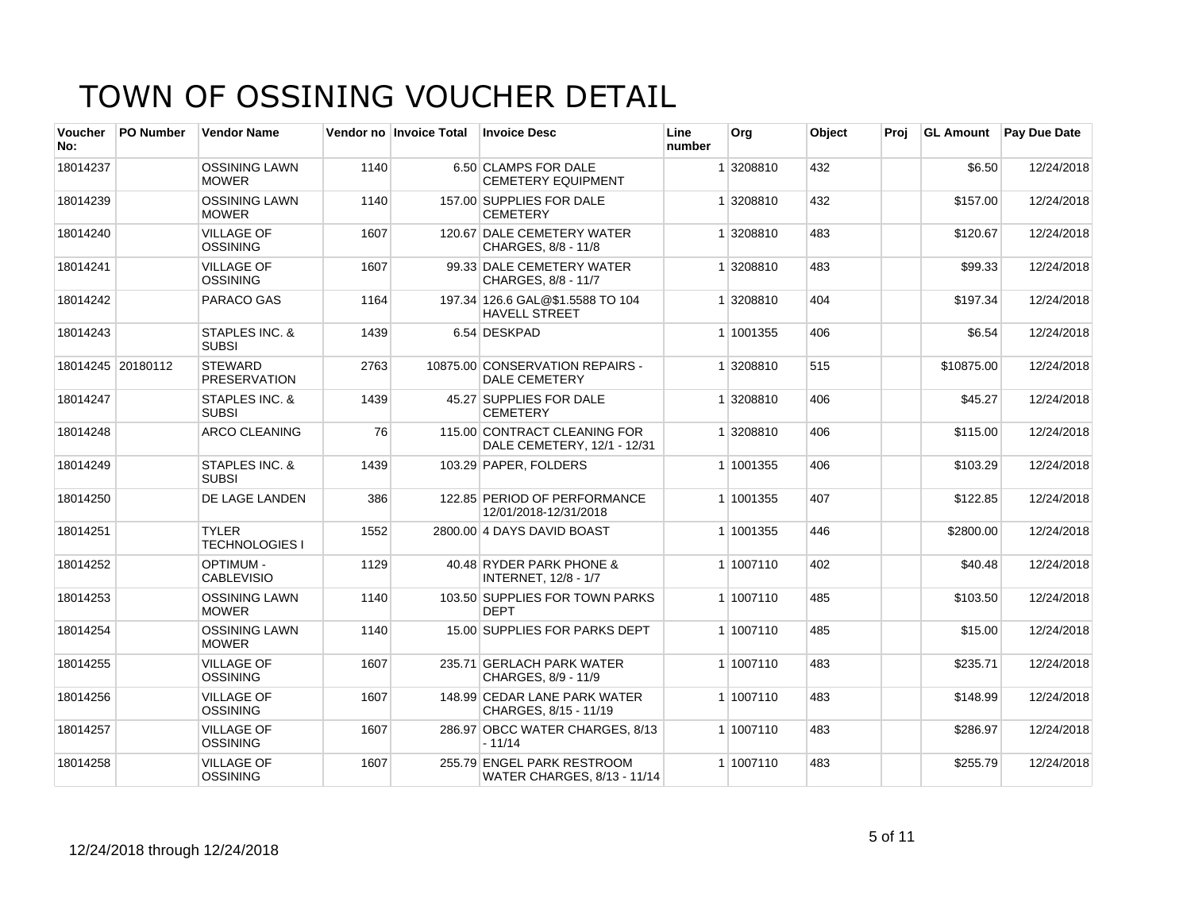# TOWN OF OSSINING VOUCHER DETAIL

| Voucher No: | PO Number | Vendor Name | Vendor no | Invoice Total | Invoice Desc | Line number | Org | Object | Proj | GL Amount | Pay Due Date |
|---|---|---|---|---|---|---|---|---|---|---|---|
| 18014237 | | OSSINING LAWN MOWER | 1140 | 6.50 | CLAMPS FOR DALE CEMETERY EQUIPMENT | 1 | 3208810 | 432 | | $6.50 | 12/24/2018 |
| 18014239 | | OSSINING LAWN MOWER | 1140 | 157.00 | SUPPLIES FOR DALE CEMETERY | 1 | 3208810 | 432 | | $157.00 | 12/24/2018 |
| 18014240 | | VILLAGE OF OSSINING | 1607 | 120.67 | DALE CEMETERY WATER CHARGES, 8/8 - 11/8 | 1 | 3208810 | 483 | | $120.67 | 12/24/2018 |
| 18014241 | | VILLAGE OF OSSINING | 1607 | 99.33 | DALE CEMETERY WATER CHARGES, 8/8 - 11/7 | 1 | 3208810 | 483 | | $99.33 | 12/24/2018 |
| 18014242 | | PARACO GAS | 1164 | 197.34 | 126.6 GAL@$1.5588 TO 104 HAVELL STREET | 1 | 3208810 | 404 | | $197.34 | 12/24/2018 |
| 18014243 | | STAPLES INC. & SUBSI | 1439 | 6.54 | DESKPAD | 1 | 1001355 | 406 | | $6.54 | 12/24/2018 |
| 18014245 | 20180112 | STEWARD PRESERVATION | 2763 | 10875.00 | CONSERVATION REPAIRS - DALE CEMETERY | 1 | 3208810 | 515 | | $10875.00 | 12/24/2018 |
| 18014247 | | STAPLES INC. & SUBSI | 1439 | 45.27 | SUPPLIES FOR DALE CEMETERY | 1 | 3208810 | 406 | | $45.27 | 12/24/2018 |
| 18014248 | | ARCO CLEANING | 76 | 115.00 | CONTRACT CLEANING FOR DALE CEMETERY, 12/1 - 12/31 | 1 | 3208810 | 406 | | $115.00 | 12/24/2018 |
| 18014249 | | STAPLES INC. & SUBSI | 1439 | 103.29 | PAPER, FOLDERS | 1 | 1001355 | 406 | | $103.29 | 12/24/2018 |
| 18014250 | | DE LAGE LANDEN | 386 | 122.85 | PERIOD OF PERFORMANCE 12/01/2018-12/31/2018 | 1 | 1001355 | 407 | | $122.85 | 12/24/2018 |
| 18014251 | | TYLER TECHNOLOGIES I | 1552 | 2800.00 | 4 DAYS DAVID BOAST | 1 | 1001355 | 446 | | $2800.00 | 12/24/2018 |
| 18014252 | | OPTIMUM - CABLEVISIO | 1129 | 40.48 | RYDER PARK PHONE & INTERNET, 12/8 - 1/7 | 1 | 1007110 | 402 | | $40.48 | 12/24/2018 |
| 18014253 | | OSSINING LAWN MOWER | 1140 | 103.50 | SUPPLIES FOR TOWN PARKS DEPT | 1 | 1007110 | 485 | | $103.50 | 12/24/2018 |
| 18014254 | | OSSINING LAWN MOWER | 1140 | 15.00 | SUPPLIES FOR PARKS DEPT | 1 | 1007110 | 485 | | $15.00 | 12/24/2018 |
| 18014255 | | VILLAGE OF OSSINING | 1607 | 235.71 | GERLACH PARK WATER CHARGES, 8/9 - 11/9 | 1 | 1007110 | 483 | | $235.71 | 12/24/2018 |
| 18014256 | | VILLAGE OF OSSINING | 1607 | 148.99 | CEDAR LANE PARK WATER CHARGES, 8/15 - 11/19 | 1 | 1007110 | 483 | | $148.99 | 12/24/2018 |
| 18014257 | | VILLAGE OF OSSINING | 1607 | 286.97 | OBCC WATER CHARGES, 8/13 - 11/14 | 1 | 1007110 | 483 | | $286.97 | 12/24/2018 |
| 18014258 | | VILLAGE OF OSSINING | 1607 | 255.79 | ENGEL PARK RESTROOM WATER CHARGES, 8/13 - 11/14 | 1 | 1007110 | 483 | | $255.79 | 12/24/2018 |

12/24/2018 through 12/24/2018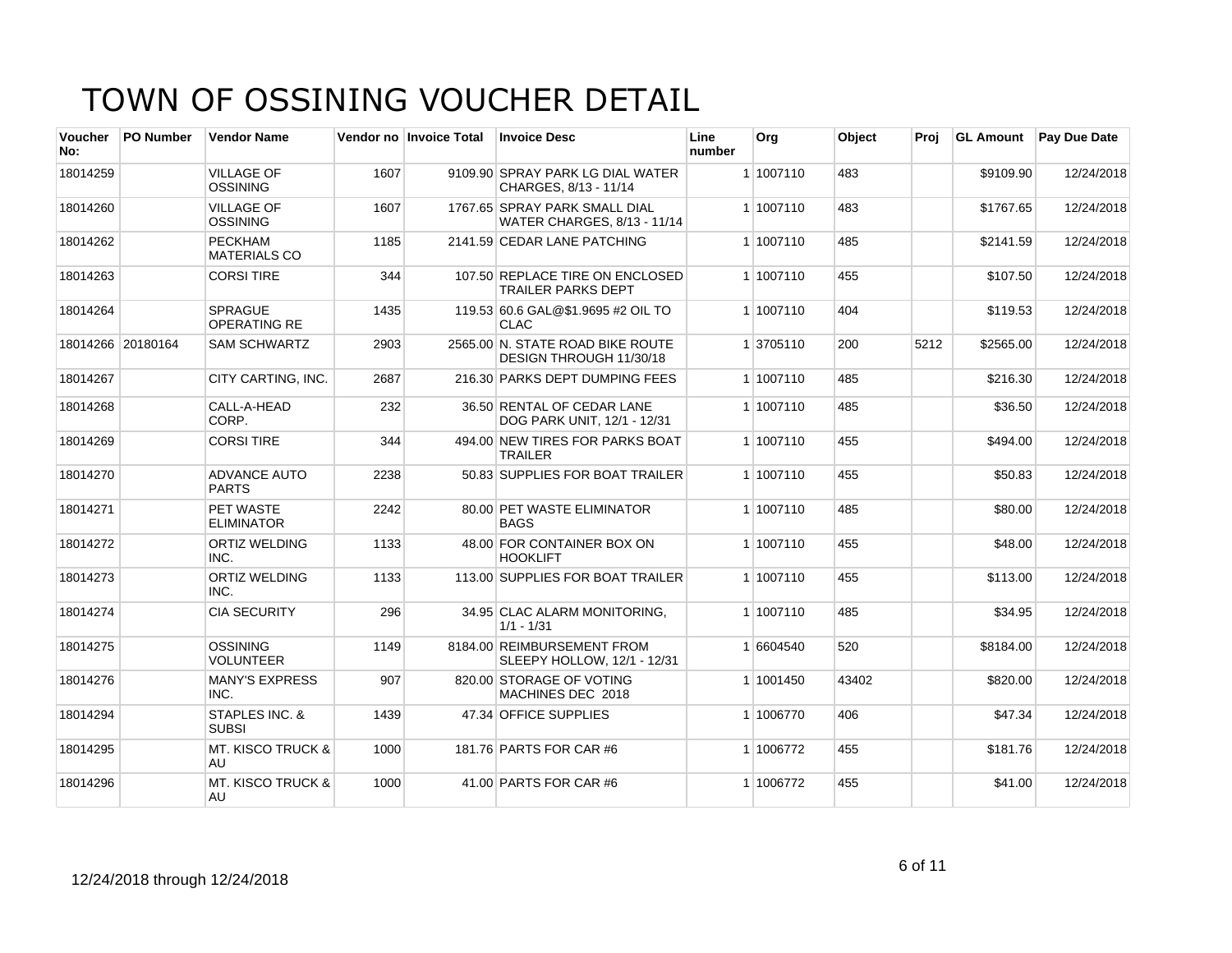# TOWN OF OSSINING VOUCHER DETAIL

| Voucher No: | PO Number | Vendor Name | Vendor no | Invoice Total | Invoice Desc | Line number | Org | Object | Proj | GL Amount | Pay Due Date |
|---|---|---|---|---|---|---|---|---|---|---|---|
| 18014259 | | VILLAGE OF OSSINING | 1607 | 9109.90 | SPRAY PARK LG DIAL WATER CHARGES, 8/13 - 11/14 | 1 | 1007110 | 483 | | $9109.90 | 12/24/2018 |
| 18014260 | | VILLAGE OF OSSINING | 1607 | 1767.65 | SPRAY PARK SMALL DIAL WATER CHARGES, 8/13 - 11/14 | 1 | 1007110 | 483 | | $1767.65 | 12/24/2018 |
| 18014262 | | PECKHAM MATERIALS CO | 1185 | 2141.59 | CEDAR LANE PATCHING | 1 | 1007110 | 485 | | $2141.59 | 12/24/2018 |
| 18014263 | | CORSI TIRE | 344 | 107.50 | REPLACE TIRE ON ENCLOSED TRAILER PARKS DEPT | 1 | 1007110 | 455 | | $107.50 | 12/24/2018 |
| 18014264 | | SPRAGUE OPERATING RE | 1435 | 119.53 | 60.6 GAL@$1.9695 #2 OIL TO CLAC | 1 | 1007110 | 404 | | $119.53 | 12/24/2018 |
| 18014266 | 20180164 | SAM SCHWARTZ | 2903 | 2565.00 | N. STATE ROAD BIKE ROUTE DESIGN THROUGH 11/30/18 | 1 | 3705110 | 200 | 5212 | $2565.00 | 12/24/2018 |
| 18014267 | | CITY CARTING, INC. | 2687 | 216.30 | PARKS DEPT DUMPING FEES | 1 | 1007110 | 485 | | $216.30 | 12/24/2018 |
| 18014268 | | CALL-A-HEAD CORP. | 232 | 36.50 | RENTAL OF CEDAR LANE DOG PARK UNIT, 12/1 - 12/31 | 1 | 1007110 | 485 | | $36.50 | 12/24/2018 |
| 18014269 | | CORSI TIRE | 344 | 494.00 | NEW TIRES FOR PARKS BOAT TRAILER | 1 | 1007110 | 455 | | $494.00 | 12/24/2018 |
| 18014270 | | ADVANCE AUTO PARTS | 2238 | 50.83 | SUPPLIES FOR BOAT TRAILER | 1 | 1007110 | 455 | | $50.83 | 12/24/2018 |
| 18014271 | | PET WASTE ELIMINATOR | 2242 | 80.00 | PET WASTE ELIMINATOR BAGS | 1 | 1007110 | 485 | | $80.00 | 12/24/2018 |
| 18014272 | | ORTIZ WELDING INC. | 1133 | 48.00 | FOR CONTAINER BOX ON HOOKLIFT | 1 | 1007110 | 455 | | $48.00 | 12/24/2018 |
| 18014273 | | ORTIZ WELDING INC. | 1133 | 113.00 | SUPPLIES FOR BOAT TRAILER | 1 | 1007110 | 455 | | $113.00 | 12/24/2018 |
| 18014274 | | CIA SECURITY | 296 | 34.95 | CLAC ALARM MONITORING, 1/1 - 1/31 | 1 | 1007110 | 485 | | $34.95 | 12/24/2018 |
| 18014275 | | OSSINING VOLUNTEER | 1149 | 8184.00 | REIMBURSEMENT FROM SLEEPY HOLLOW, 12/1 - 12/31 | 1 | 6604540 | 520 | | $8184.00 | 12/24/2018 |
| 18014276 | | MANY'S EXPRESS INC. | 907 | 820.00 | STORAGE OF VOTING MACHINES DEC 2018 | 1 | 1001450 | 43402 | | $820.00 | 12/24/2018 |
| 18014294 | | STAPLES INC. & SUBSI | 1439 | 47.34 | OFFICE SUPPLIES | 1 | 1006770 | 406 | | $47.34 | 12/24/2018 |
| 18014295 | | MT. KISCO TRUCK & AU | 1000 | 181.76 | PARTS FOR CAR #6 | 1 | 1006772 | 455 | | $181.76 | 12/24/2018 |
| 18014296 | | MT. KISCO TRUCK & AU | 1000 | 41.00 | PARTS FOR CAR #6 | 1 | 1006772 | 455 | | $41.00 | 12/24/2018 |

12/24/2018 through 12/24/2018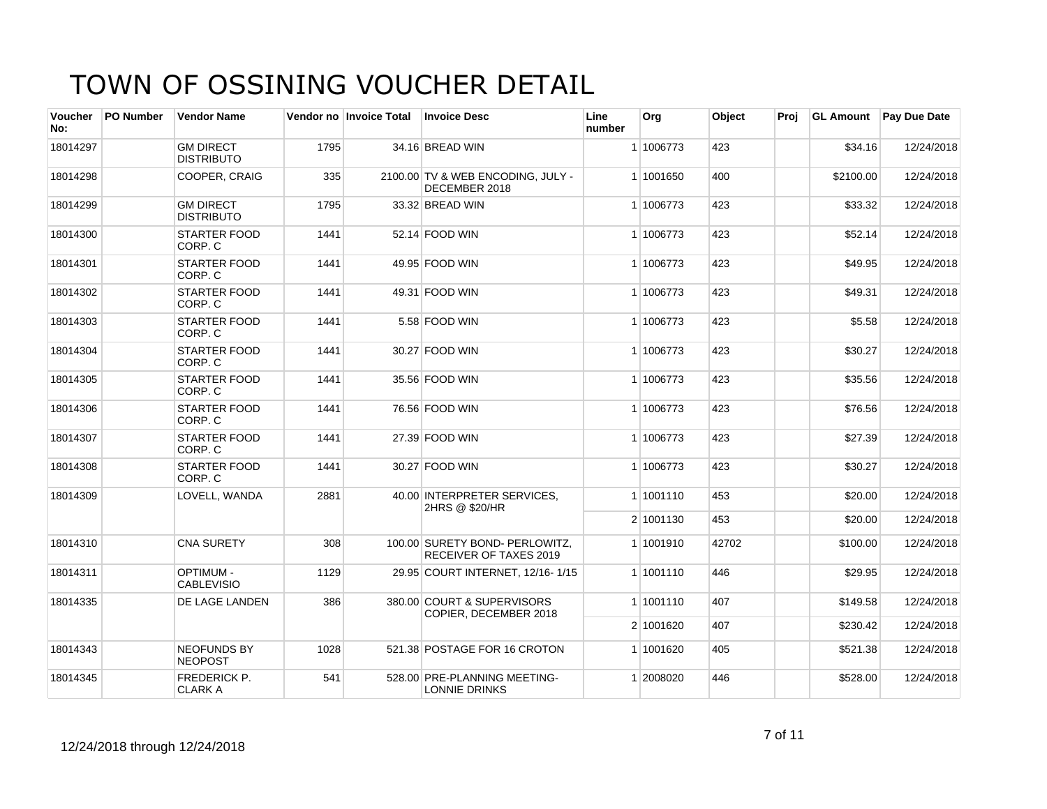# TOWN OF OSSINING VOUCHER DETAIL

| Voucher No: | PO Number | Vendor Name | Vendor no | Invoice Total | Invoice Desc | Line number | Org | Object | Proj | GL Amount | Pay Due Date |
|---|---|---|---|---|---|---|---|---|---|---|---|
| 18014297 | | GM DIRECT DISTRIBUTO | 1795 | 34.16 | BREAD WIN | 1 | 1006773 | 423 | | $34.16 | 12/24/2018 |
| 18014298 | | COOPER, CRAIG | 335 | 2100.00 | TV & WEB ENCODING, JULY - DECEMBER 2018 | 1 | 1001650 | 400 | | $2100.00 | 12/24/2018 |
| 18014299 | | GM DIRECT DISTRIBUTO | 1795 | 33.32 | BREAD WIN | 1 | 1006773 | 423 | | $33.32 | 12/24/2018 |
| 18014300 | | STARTER FOOD CORP. C | 1441 | 52.14 | FOOD WIN | 1 | 1006773 | 423 | | $52.14 | 12/24/2018 |
| 18014301 | | STARTER FOOD CORP. C | 1441 | 49.95 | FOOD WIN | 1 | 1006773 | 423 | | $49.95 | 12/24/2018 |
| 18014302 | | STARTER FOOD CORP. C | 1441 | 49.31 | FOOD WIN | 1 | 1006773 | 423 | | $49.31 | 12/24/2018 |
| 18014303 | | STARTER FOOD CORP. C | 1441 | 5.58 | FOOD WIN | 1 | 1006773 | 423 | | $5.58 | 12/24/2018 |
| 18014304 | | STARTER FOOD CORP. C | 1441 | 30.27 | FOOD WIN | 1 | 1006773 | 423 | | $30.27 | 12/24/2018 |
| 18014305 | | STARTER FOOD CORP. C | 1441 | 35.56 | FOOD WIN | 1 | 1006773 | 423 | | $35.56 | 12/24/2018 |
| 18014306 | | STARTER FOOD CORP. C | 1441 | 76.56 | FOOD WIN | 1 | 1006773 | 423 | | $76.56 | 12/24/2018 |
| 18014307 | | STARTER FOOD CORP. C | 1441 | 27.39 | FOOD WIN | 1 | 1006773 | 423 | | $27.39 | 12/24/2018 |
| 18014308 | | STARTER FOOD CORP. C | 1441 | 30.27 | FOOD WIN | 1 | 1006773 | 423 | | $30.27 | 12/24/2018 |
| 18014309 | | LOVELL, WANDA | 2881 | 40.00 | INTERPRETER SERVICES, 2HRS @ $20/HR | 1 | 1001110 | 453 | | $20.00 | 12/24/2018 |
| | | | | | | 2 | 1001130 | 453 | | $20.00 | 12/24/2018 |
| 18014310 | | CNA SURETY | 308 | 100.00 | SURETY BOND- PERLOWITZ, RECEIVER OF TAXES 2019 | 1 | 1001910 | 42702 | | $100.00 | 12/24/2018 |
| 18014311 | | OPTIMUM - CABLEVISIO | 1129 | 29.95 | COURT INTERNET, 12/16- 1/15 | 1 | 1001110 | 446 | | $29.95 | 12/24/2018 |
| 18014335 | | DE LAGE LANDEN | 386 | 380.00 | COURT & SUPERVISORS COPIER, DECEMBER 2018 | 1 | 1001110 | 407 | | $149.58 | 12/24/2018 |
| | | | | | | 2 | 1001620 | 407 | | $230.42 | 12/24/2018 |
| 18014343 | | NEOFUNDS BY NEOPOST | 1028 | 521.38 | POSTAGE FOR 16 CROTON | 1 | 1001620 | 405 | | $521.38 | 12/24/2018 |
| 18014345 | | FREDERICK P. CLARK A | 541 | 528.00 | PRE-PLANNING MEETING- LONNIE DRINKS | 1 | 2008020 | 446 | | $528.00 | 12/24/2018 |

12/24/2018 through 12/24/2018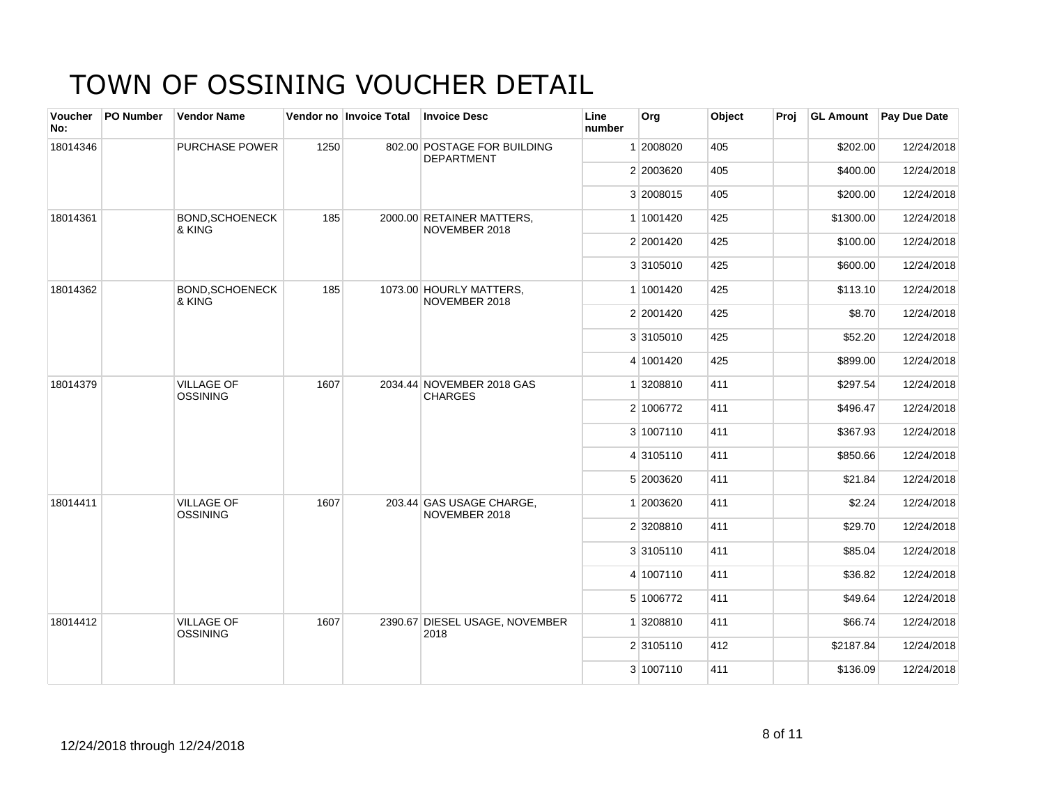# TOWN OF OSSINING VOUCHER DETAIL

| Voucher No: | PO Number | Vendor Name | Vendor no | Invoice Total | Invoice Desc | Line number | Org | Object | Proj | GL Amount | Pay Due Date |
|---|---|---|---|---|---|---|---|---|---|---|---|
| 18014346 | | PURCHASE POWER | 1250 | 802.00 | POSTAGE FOR BUILDING DEPARTMENT | 1 | 2008020 | 405 | | $202.00 | 12/24/2018 |
| | | | | | | 2 | 2003620 | 405 | | $400.00 | 12/24/2018 |
| | | | | | | 3 | 2008015 | 405 | | $200.00 | 12/24/2018 |
| 18014361 | | BOND,SCHOENECK & KING | 185 | 2000.00 | RETAINER MATTERS, NOVEMBER 2018 | 1 | 1001420 | 425 | | $1300.00 | 12/24/2018 |
| | | | | | | 2 | 2001420 | 425 | | $100.00 | 12/24/2018 |
| | | | | | | 3 | 3105010 | 425 | | $600.00 | 12/24/2018 |
| 18014362 | | BOND,SCHOENECK & KING | 185 | 1073.00 | HOURLY MATTERS, NOVEMBER 2018 | 1 | 1001420 | 425 | | $113.10 | 12/24/2018 |
| | | | | | | 2 | 2001420 | 425 | | $8.70 | 12/24/2018 |
| | | | | | | 3 | 3105010 | 425 | | $52.20 | 12/24/2018 |
| | | | | | | 4 | 1001420 | 425 | | $899.00 | 12/24/2018 |
| 18014379 | | VILLAGE OF OSSINING | 1607 | 2034.44 | NOVEMBER 2018 GAS CHARGES | 1 | 3208810 | 411 | | $297.54 | 12/24/2018 |
| | | | | | | 2 | 1006772 | 411 | | $496.47 | 12/24/2018 |
| | | | | | | 3 | 1007110 | 411 | | $367.93 | 12/24/2018 |
| | | | | | | 4 | 3105110 | 411 | | $850.66 | 12/24/2018 |
| | | | | | | 5 | 2003620 | 411 | | $21.84 | 12/24/2018 |
| 18014411 | | VILLAGE OF OSSINING | 1607 | 203.44 | GAS USAGE CHARGE, NOVEMBER 2018 | 1 | 2003620 | 411 | | $2.24 | 12/24/2018 |
| | | | | | | 2 | 3208810 | 411 | | $29.70 | 12/24/2018 |
| | | | | | | 3 | 3105110 | 411 | | $85.04 | 12/24/2018 |
| | | | | | | 4 | 1007110 | 411 | | $36.82 | 12/24/2018 |
| | | | | | | 5 | 1006772 | 411 | | $49.64 | 12/24/2018 |
| 18014412 | | VILLAGE OF OSSINING | 1607 | 2390.67 | DIESEL USAGE, NOVEMBER 2018 | 1 | 3208810 | 411 | | $66.74 | 12/24/2018 |
| | | | | | | 2 | 3105110 | 412 | | $2187.84 | 12/24/2018 |
| | | | | | | 3 | 1007110 | 411 | | $136.09 | 12/24/2018 |

12/24/2018 through 12/24/2018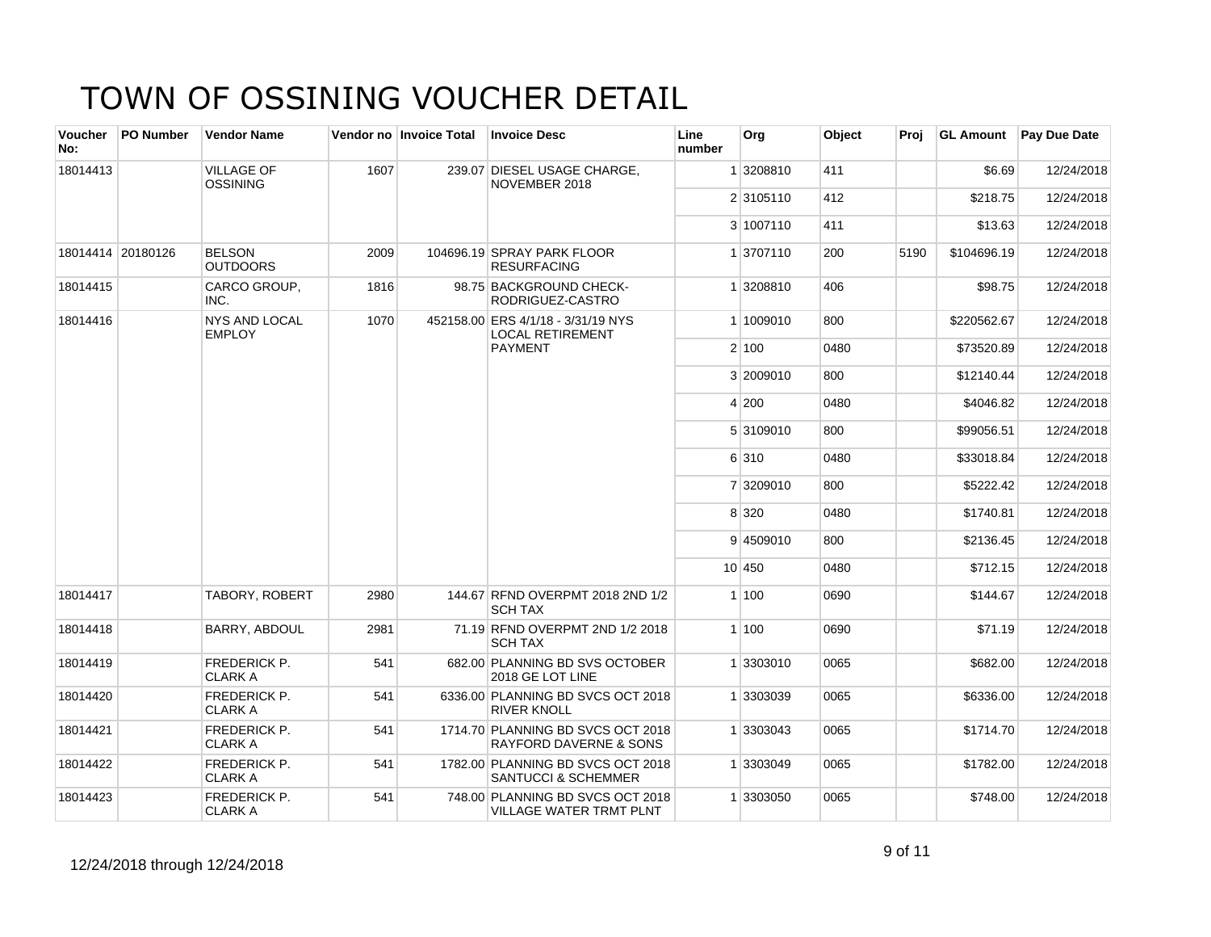# TOWN OF OSSINING VOUCHER DETAIL

| Voucher No: | PO Number | Vendor Name | Vendor no | Invoice Total | Invoice Desc | Line number | Org | Object | Proj | GL Amount | Pay Due Date |
|---|---|---|---|---|---|---|---|---|---|---|---|
| 18014413 | | VILLAGE OF OSSINING | 1607 | 239.07 | DIESEL USAGE CHARGE, NOVEMBER 2018 | 1 | 3208810 | 411 | | $6.69 | 12/24/2018 |
| | | | | | | 2 | 3105110 | 412 | | $218.75 | 12/24/2018 |
| | | | | | | 3 | 1007110 | 411 | | $13.63 | 12/24/2018 |
| 18014414 | 20180126 | BELSON OUTDOORS | 2009 | 104696.19 | SPRAY PARK FLOOR RESURFACING | 1 | 3707110 | 200 | 5190 | $104696.19 | 12/24/2018 |
| 18014415 | | CARCO GROUP, INC. | 1816 | 98.75 | BACKGROUND CHECK- RODRIGUEZ-CASTRO | 1 | 3208810 | 406 | | $98.75 | 12/24/2018 |
| 18014416 | | NYS AND LOCAL EMPLOY | 1070 | 452158.00 | ERS 4/1/18 - 3/31/19 NYS LOCAL RETIREMENT PAYMENT | 1 | 1009010 | 800 | | $220562.67 | 12/24/2018 |
| | | | | | | 2 | 100 | 0480 | | $73520.89 | 12/24/2018 |
| | | | | | | 3 | 2009010 | 800 | | $12140.44 | 12/24/2018 |
| | | | | | | 4 | 200 | 0480 | | $4046.82 | 12/24/2018 |
| | | | | | | 5 | 3109010 | 800 | | $99056.51 | 12/24/2018 |
| | | | | | | 6 | 310 | 0480 | | $33018.84 | 12/24/2018 |
| | | | | | | 7 | 3209010 | 800 | | $5222.42 | 12/24/2018 |
| | | | | | | 8 | 320 | 0480 | | $1740.81 | 12/24/2018 |
| | | | | | | 9 | 4509010 | 800 | | $2136.45 | 12/24/2018 |
| | | | | | | 10 | 450 | 0480 | | $712.15 | 12/24/2018 |
| 18014417 | | TABORY, ROBERT | 2980 | 144.67 | RFND OVERPMT 2018 2ND 1/2 SCH TAX | 1 | 100 | 0690 | | $144.67 | 12/24/2018 |
| 18014418 | | BARRY, ABDOUL | 2981 | 71.19 | RFND OVERPMT 2ND 1/2 2018 SCH TAX | 1 | 100 | 0690 | | $71.19 | 12/24/2018 |
| 18014419 | | FREDERICK P. CLARK A | 541 | 682.00 | PLANNING BD SVS OCTOBER 2018 GE LOT LINE | 1 | 3303010 | 0065 | | $682.00 | 12/24/2018 |
| 18014420 | | FREDERICK P. CLARK A | 541 | 6336.00 | PLANNING BD SVCS OCT 2018 RIVER KNOLL | 1 | 3303039 | 0065 | | $6336.00 | 12/24/2018 |
| 18014421 | | FREDERICK P. CLARK A | 541 | 1714.70 | PLANNING BD SVCS OCT 2018 RAYFORD DAVERNE & SONS | 1 | 3303043 | 0065 | | $1714.70 | 12/24/2018 |
| 18014422 | | FREDERICK P. CLARK A | 541 | 1782.00 | PLANNING BD SVCS OCT 2018 SANTUCCI & SCHEMMER | 1 | 3303049 | 0065 | | $1782.00 | 12/24/2018 |
| 18014423 | | FREDERICK P. CLARK A | 541 | 748.00 | PLANNING BD SVCS OCT 2018 VILLAGE WATER TRMT PLNT | 1 | 3303050 | 0065 | | $748.00 | 12/24/2018 |

12/24/2018 through 12/24/2018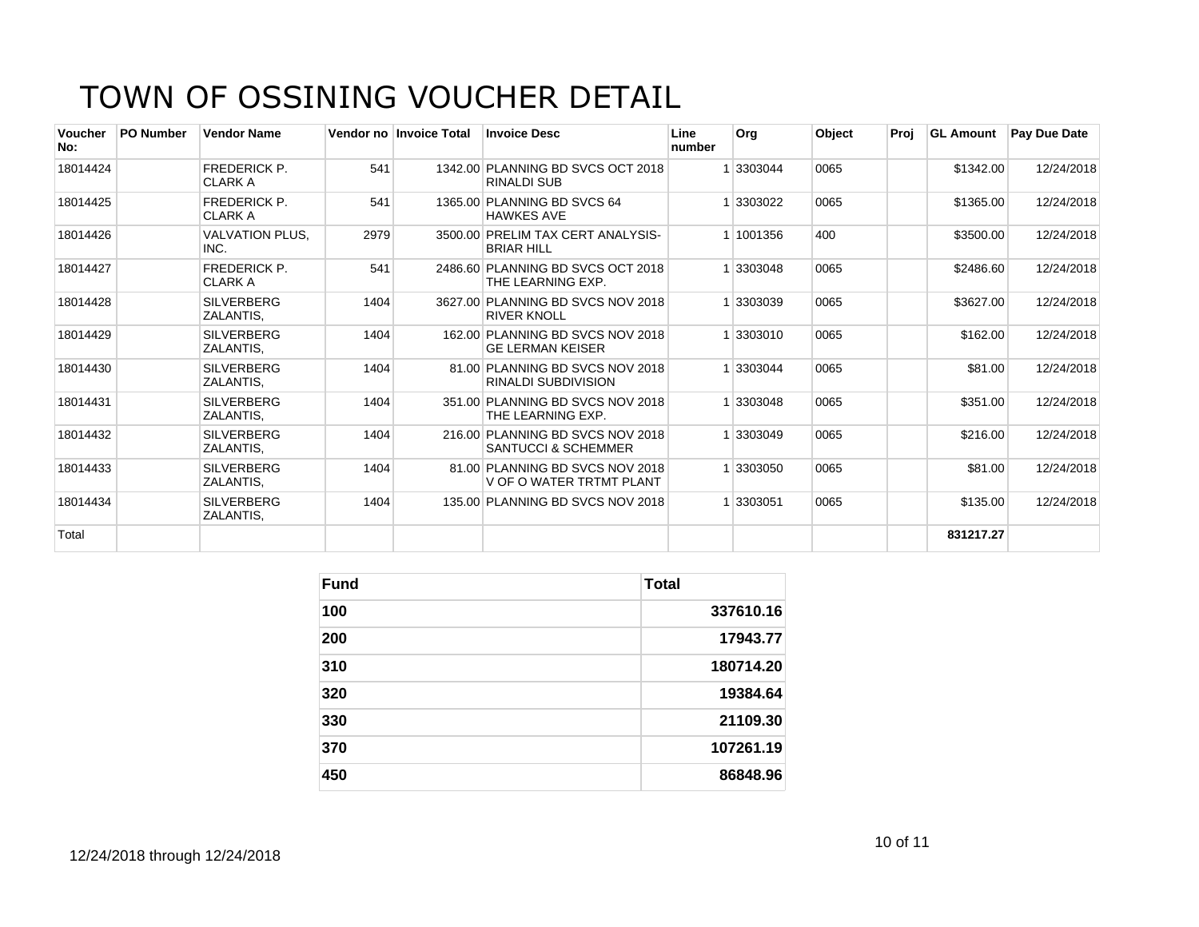# TOWN OF OSSINING VOUCHER DETAIL

| Voucher No: | PO Number | Vendor Name | Vendor no | Invoice Total | Invoice Desc | Line number | Org | Object | Proj | GL Amount | Pay Due Date |
|---|---|---|---|---|---|---|---|---|---|---|---|
| 18014424 | | FREDERICK P. CLARK A | 541 | 1342.00 | PLANNING BD SVCS OCT 2018 RINALDI SUB | 1 | 3303044 | 0065 | | $1342.00 | 12/24/2018 |
| 18014425 | | FREDERICK P. CLARK A | 541 | 1365.00 | PLANNING BD SVCS 64 HAWKES AVE | 1 | 3303022 | 0065 | | $1365.00 | 12/24/2018 |
| 18014426 | | VALVATION PLUS, INC. | 2979 | 3500.00 | PRELIM TAX CERT ANALYSIS-BRIAR HILL | 1 | 1001356 | 400 | | $3500.00 | 12/24/2018 |
| 18014427 | | FREDERICK P. CLARK A | 541 | 2486.60 | PLANNING BD SVCS OCT 2018 THE LEARNING EXP. | 1 | 3303048 | 0065 | | $2486.60 | 12/24/2018 |
| 18014428 | | SILVERBERG ZALANTIS, | 1404 | 3627.00 | PLANNING BD SVCS NOV 2018 RIVER KNOLL | 1 | 3303039 | 0065 | | $3627.00 | 12/24/2018 |
| 18014429 | | SILVERBERG ZALANTIS, | 1404 | 162.00 | PLANNING BD SVCS NOV 2018 GE LERMAN KEISER | 1 | 3303010 | 0065 | | $162.00 | 12/24/2018 |
| 18014430 | | SILVERBERG ZALANTIS, | 1404 | 81.00 | PLANNING BD SVCS NOV 2018 RINALDI SUBDIVISION | 1 | 3303044 | 0065 | | $81.00 | 12/24/2018 |
| 18014431 | | SILVERBERG ZALANTIS, | 1404 | 351.00 | PLANNING BD SVCS NOV 2018 THE LEARNING EXP. | 1 | 3303048 | 0065 | | $351.00 | 12/24/2018 |
| 18014432 | | SILVERBERG ZALANTIS, | 1404 | 216.00 | PLANNING BD SVCS NOV 2018 SANTUCCI & SCHEMMER | 1 | 3303049 | 0065 | | $216.00 | 12/24/2018 |
| 18014433 | | SILVERBERG ZALANTIS, | 1404 | 81.00 | PLANNING BD SVCS NOV 2018 V OF O WATER TRTMT PLANT | 1 | 3303050 | 0065 | | $81.00 | 12/24/2018 |
| 18014434 | | SILVERBERG ZALANTIS, | 1404 | 135.00 | PLANNING BD SVCS NOV 2018 | 1 | 3303051 | 0065 | | $135.00 | 12/24/2018 |
| Total | | | | | | | | | | **831217.27** | |

| Fund | Total |
|---|---|
| **100** | **337610.16** |
| **200** | **17943.77** |
| **310** | **180714.20** |
| **320** | **19384.64** |
| **330** | **21109.30** |
| **370** | **107261.19** |
| **450** | **86848.96** |

12/24/2018 through 12/24/2018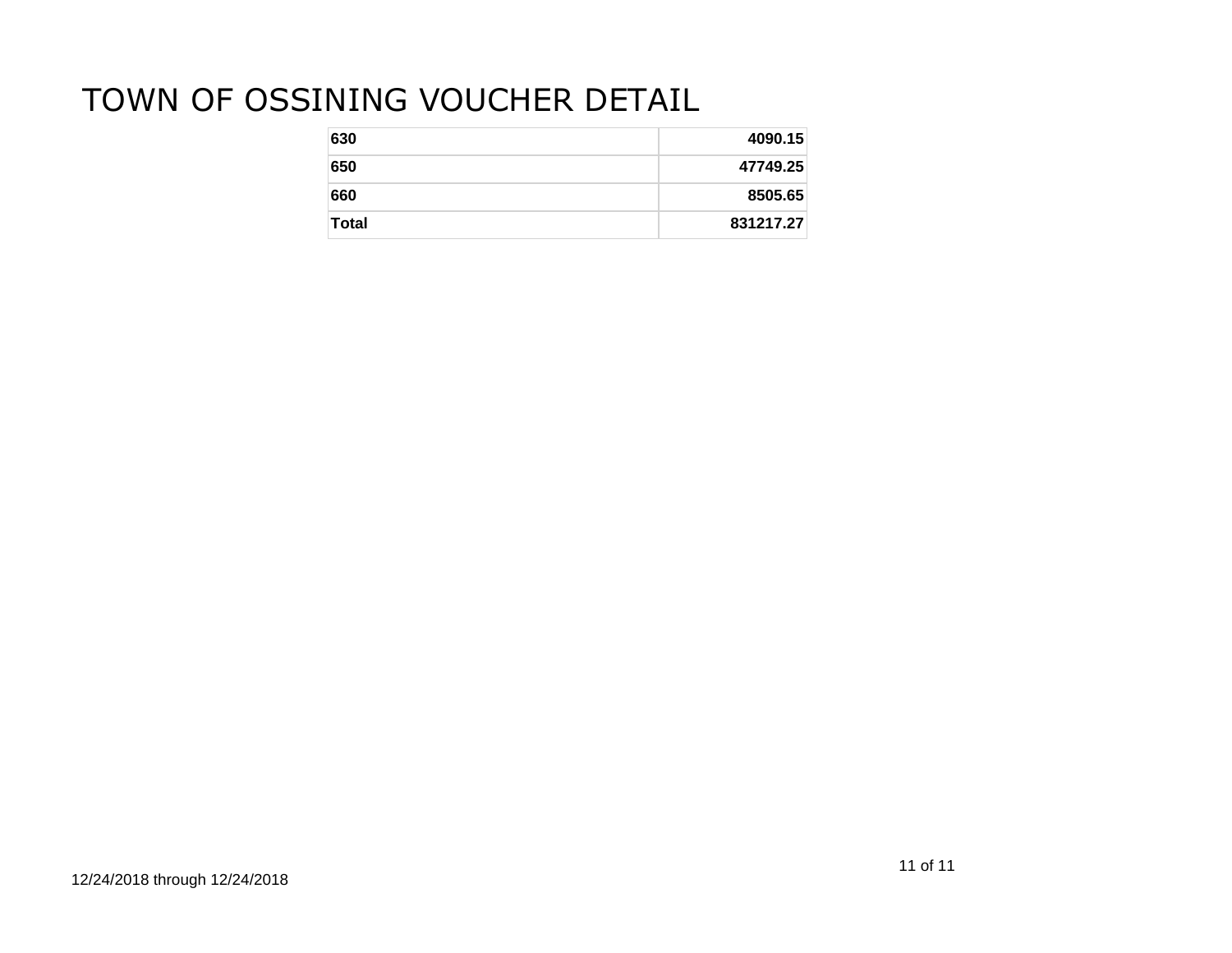# TOWN OF OSSINING VOUCHER DETAIL

| | |
|---|---|
| **630** | **4090.15** |
| **650** | **47749.25** |
| **660** | **8505.65** |
| **Total** | **831217.27** |

12/24/2018 through 12/24/2018